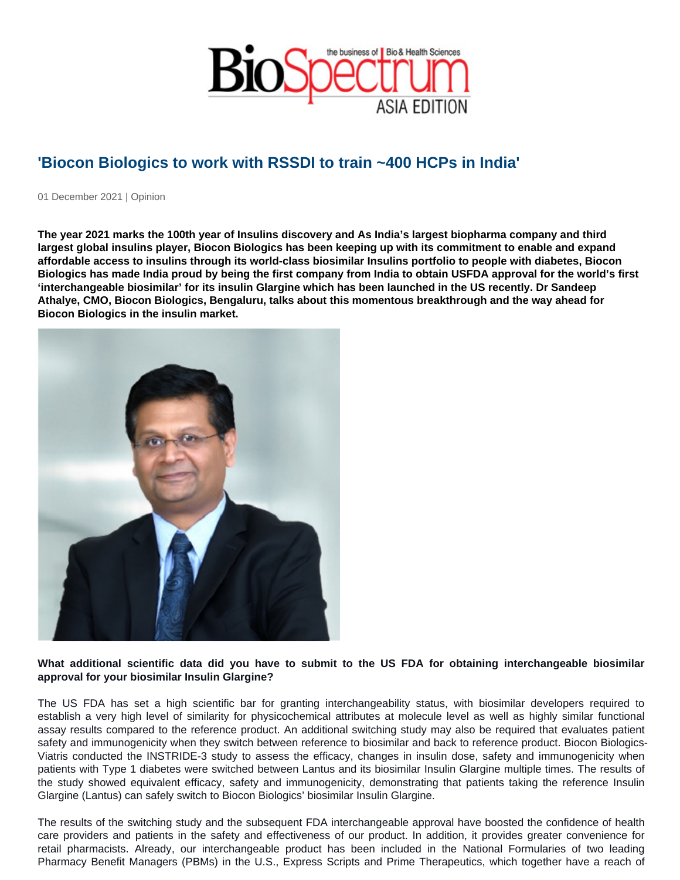# 'Biocon Biologics to work with RSSDI to train ~400 HCPs in India'

01 December 2021 | Opinion

**The year 2021 marks the 100th year of Insulins discovery and As India's largest biopharma company and third largest global insulins player, Biocon Biologics has been keeping up with its commitment to enable and expand affordable access to insulins through its world-class biosimilar Insulins portfolio to people with diabetes, Biocon Biologics has made India proud by being the first company from India to obtain USFDA approval for the world's first 'interchangeable biosimilar' for its insulin Glargine which has been launched in the US recently. Dr Sandeep Athalye, CMO, Biocon Biologics, Bengaluru, talks about this momentous breakthrough and the way ahead for Biocon Biologics in the insulin market.**

**What additional scientific data did you have to submit to the US FDA for obtaining interchangeable biosimilar approval for your biosimilar Insulin Glargine?**

The US FDA has set a high scientific bar for granting interchangeability status, with biosimilar developers required to establish a very high level of similarity for physicochemical attributes at molecule level as well as highly similar functional assay results compared to the reference product. An additional switching study may also be required that evaluates patient safety and immunogenicity when they switch between reference to biosimilar and back to reference product. Biocon Biologics-Viatris conducted the INSTRIDE-3 study to assess the efficacy, changes in insulin dose, safety and immunogenicity when patients with Type 1 diabetes were switched between Lantus and its biosimilar Insulin Glargine multiple times. The results of the study showed equivalent efficacy, safety and immunogenicity, demonstrating that patients taking the reference Insulin Glargine (Lantus) can safely switch to Biocon Biologics' biosimilar Insulin Glargine.

The results of the switching study and the subsequent FDA interchangeable approval have boosted the confidence of health care providers and patients in the safety and effectiveness of our product. In addition, it provides greater convenience for retail pharmacists. Already, our interchangeable product has been included in the National Formularies of two leading Pharmacy Benefit Managers (PBMs) in the U.S., Express Scripts and Prime Therapeutics, which together have a reach of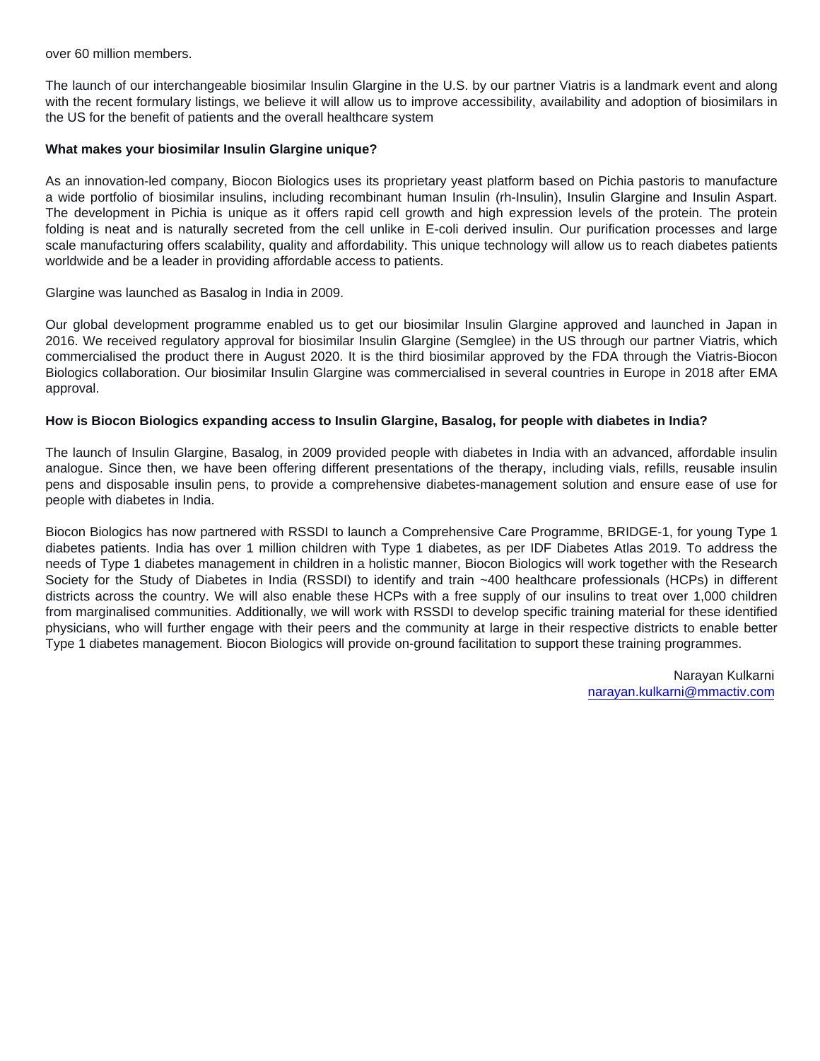over 60 million members.

The launch of our interchangeable biosimilar Insulin Glargine in the U.S. by our partner Viatris is a landmark event and along with the recent formulary listings, we believe it will allow us to improve accessibility, availability and adoption of biosimilars in the US for the benefit of patients and the overall healthcare system

**What makes your biosimilar Insulin Glargine unique?**

As an innovation-led company, Biocon Biologics uses its proprietary yeast platform based on Pichia pastoris to manufacture a wide portfolio of biosimilar insulins, including recombinant human Insulin (rh-Insulin), Insulin Glargine and Insulin Aspart. The development in Pichia is unique as it offers rapid cell growth and high expression levels of the protein. The protein folding is neat and is naturally secreted from the cell unlike in E-coli derived insulin. Our purification processes and large scale manufacturing offers scalability, quality and affordability. This unique technology will allow us to reach diabetes patients worldwide and be a leader in providing affordable access to patients.

Glargine was launched as Basalog in India in 2009.

Our global development programme enabled us to get our biosimilar Insulin Glargine approved and launched in Japan in 2016. We received regulatory approval for biosimilar Insulin Glargine (Semglee) in the US through our partner Viatris, which commercialised the product there in August 2020. It is the third biosimilar approved by the FDA through the Viatris-Biocon Biologics collaboration. Our biosimilar Insulin Glargine was commercialised in several countries in Europe in 2018 after EMA approval.

**How is Biocon Biologics expanding access to Insulin Glargine, Basalog, for people with diabetes in India?**

The launch of Insulin Glargine, Basalog, in 2009 provided people with diabetes in India with an advanced, affordable insulin analogue. Since then, we have been offering different presentations of the therapy, including vials, refills, reusable insulin pens and disposable insulin pens, to provide a comprehensive diabetes-management solution and ensure ease of use for people with diabetes in India.

Biocon Biologics has now partnered with RSSDI to launch a Comprehensive Care Programme, BRIDGE-1, for young Type 1 diabetes patients. India has over 1 million children with Type 1 diabetes, as per IDF Diabetes Atlas 2019. To address the needs of Type 1 diabetes management in children in a holistic manner, Biocon Biologics will work together with the Research Society for the Study of Diabetes in India (RSSDI) to identify and train ~400 healthcare professionals (HCPs) in different districts across the country. We will also enable these HCPs with a free supply of our insulins to treat over 1,000 children from marginalised communities. Additionally, we will work with RSSDI to develop specific training material for these identified physicians, who will further engage with their peers and the community at large in their respective districts to enable better Type 1 diabetes management. Biocon Biologics will provide on-ground facilitation to support these training programmes.

Narayan Kulkarni
narayan.kulkarni@mmactiv.com